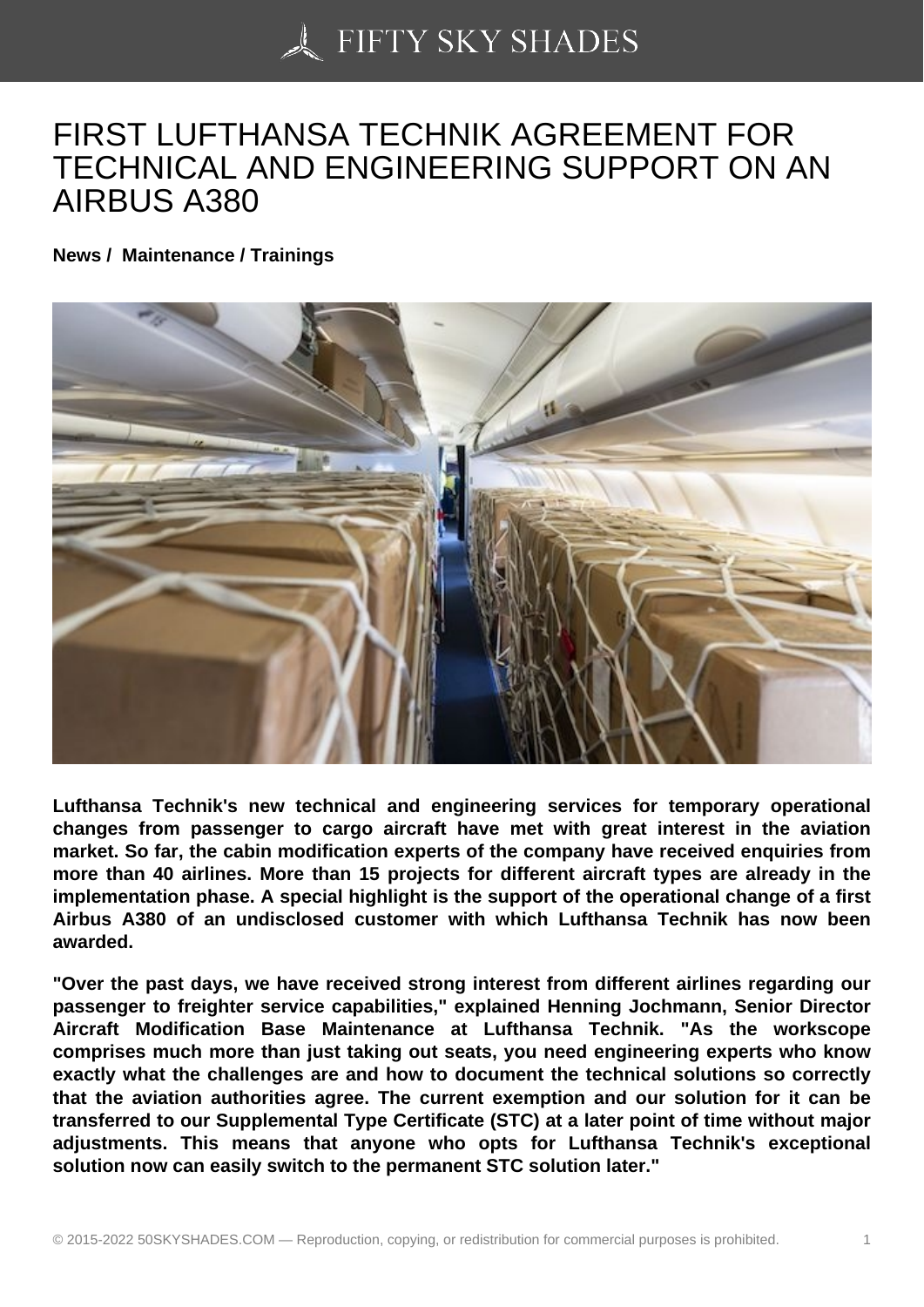# FIRST LUFTHANSA TECHNIK AGREEMENT FOR TECHNICAL AND ENGINEERING SUPPORT ON AN AIRBUS A380

**News / Maintenance / Trainings**

**Lufthansa Technik's new technical and engineering services for temporary operational changes from passenger to cargo aircraft have met with great interest in the aviation market. So far, the cabin modification experts of the company have received enquiries from more than 40 airlines. More than 15 projects for different aircraft types are already in the implementation phase. A special highlight is the support of the operational change of a first Airbus A380 of an undisclosed customer with which Lufthansa Technik has now been awarded.**

**"Over the past days, we have received strong interest from different airlines regarding our passenger to freighter service capabilities," explained Henning Jochmann, Senior Director Aircraft Modification Base Maintenance at Lufthansa Technik. "As the workscope comprises much more than just taking out seats, you need engineering experts who know exactly what the challenges are and how to document the technical solutions so correctly that the aviation authorities agree. The current exemption and our solution for it can be transferred to our Supplemental Type Certificate (STC) at a later point of time without major adjustments. This means that anyone who opts for Lufthansa Technik's exceptional solution now can easily switch to the permanent STC solution later."**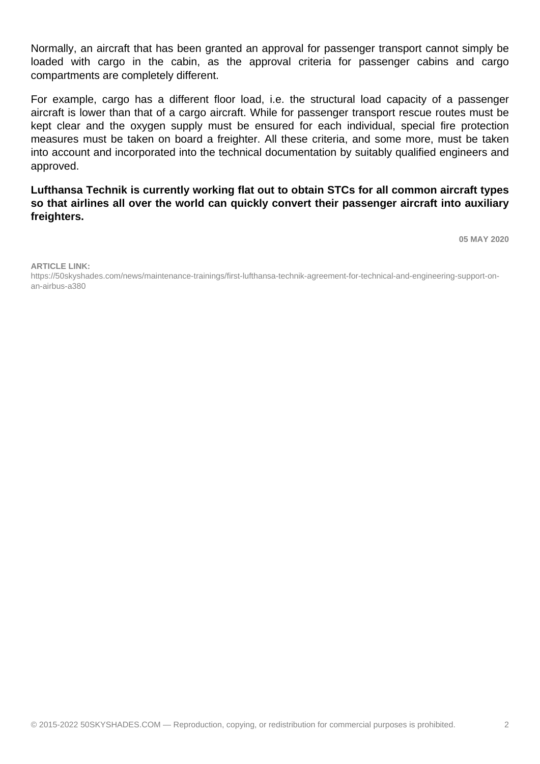Normally, an aircraft that has been granted an approval for passenger transport cannot simply be loaded with cargo in the cabin, as the approval criteria for passenger cabins and cargo compartments are completely different.

For example, cargo has a different floor load, i.e. the structural load capacity of a passenger aircraft is lower than that of a cargo aircraft. While for passenger transport rescue routes must be kept clear and the oxygen supply must be ensured for each individual, special fire protection measures must be taken on board a freighter. All these criteria, and some more, must be taken into account and incorporated into the technical documentation by suitably qualified engineers and approved.

**Lufthansa Technik is currently working flat out to obtain STCs for all common aircraft types so that airlines all over the world can quickly convert their passenger aircraft into auxiliary freighters.**

**05 MAY 2020**

**ARTICLE LINK:**
https://50skyshades.com/news/maintenance-trainings/first-lufthansa-technik-agreement-for-technical-and-engineering-support-on-an-airbus-a380

© 2015-2022 50SKYSHADES.COM — Reproduction, copying, or redistribution for commercial purposes is prohibited.